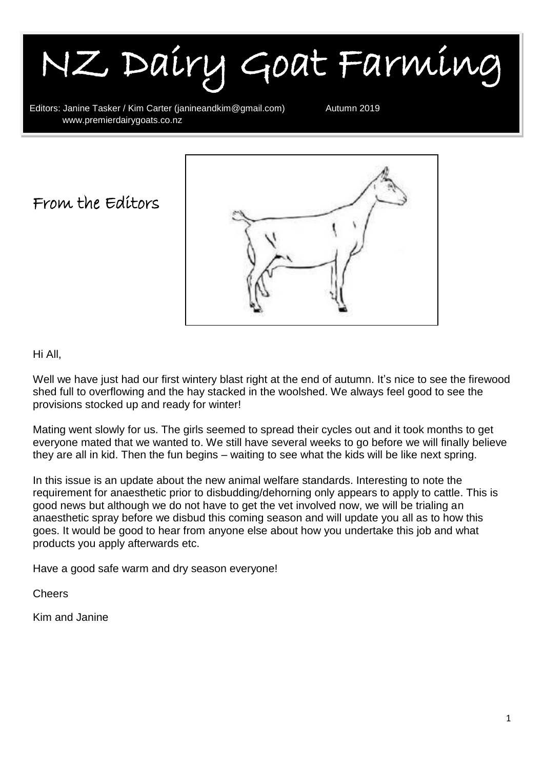# NZ Dairy Goat Farming

Editors: Janine Tasker / Kim Carter (janineandkim@gmail.com) Autumn 2019
www.premierdairygoats.co.nz

## From the Editors

Hi All,

Well we have just had our first wintery blast right at the end of autumn. It's nice to see the firewood shed full to overflowing and the hay stacked in the woolshed. We always feel good to see the provisions stocked up and ready for winter!

Mating went slowly for us. The girls seemed to spread their cycles out and it took months to get everyone mated that we wanted to. We still have several weeks to go before we will finally believe they are all in kid. Then the fun begins – waiting to see what the kids will be like next spring.

In this issue is an update about the new animal welfare standards. Interesting to note the requirement for anaesthetic prior to disbudding/dehorning only appears to apply to cattle. This is good news but although we do not have to get the vet involved now, we will be trialing an anaesthetic spray before we disbud this coming season and will update you all as to how this goes. It would be good to hear from anyone else about how you undertake this job and what products you apply afterwards etc.

Have a good safe warm and dry season everyone!

Cheers

Kim and Janine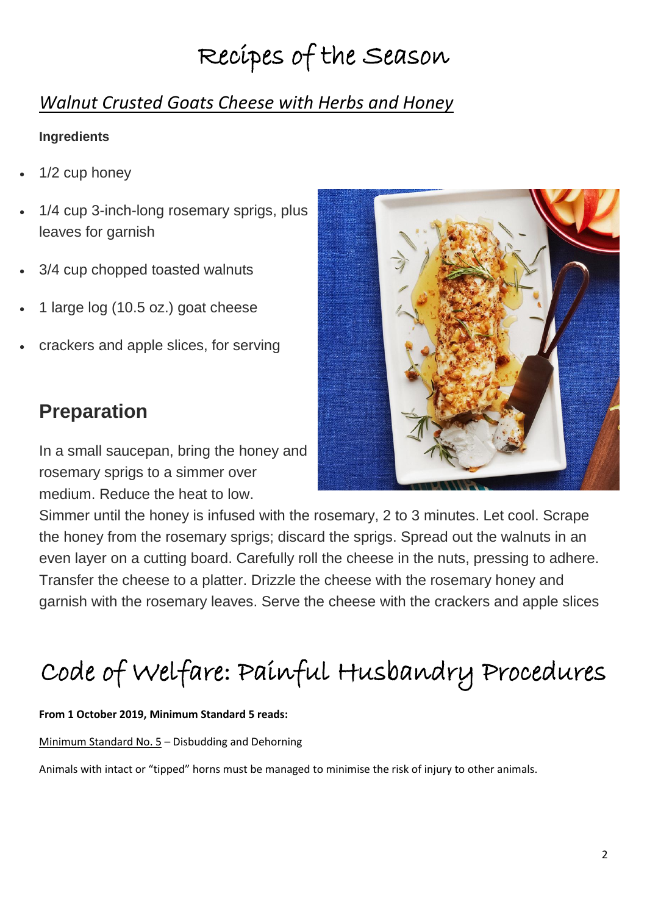# Recipes of the Season

## *Walnut Crusted Goats Cheese with Herbs and Honey*

**Ingredients**

- 1/2 cup honey
- 1/4 cup 3-inch-long rosemary sprigs, plus leaves for garnish
- 3/4 cup chopped toasted walnuts
- 1 large log (10.5 oz.) goat cheese
- crackers and apple slices, for serving

## Preparation

In a small saucepan, bring the honey and rosemary sprigs to a simmer over medium. Reduce the heat to low. Simmer until the honey is infused with the rosemary, 2 to 3 minutes. Let cool. Scrape the honey from the rosemary sprigs; discard the sprigs. Spread out the walnuts in an even layer on a cutting board. Carefully roll the cheese in the nuts, pressing to adhere. Transfer the cheese to a platter. Drizzle the cheese with the rosemary honey and garnish with the rosemary leaves. Serve the cheese with the crackers and apple slices

# Code of Welfare: Painful Husbandry Procedures

**From 1 October 2019, Minimum Standard 5 reads:**

Minimum Standard No. 5 – Disbudding and Dehorning

Animals with intact or "tipped" horns must be managed to minimise the risk of injury to other animals.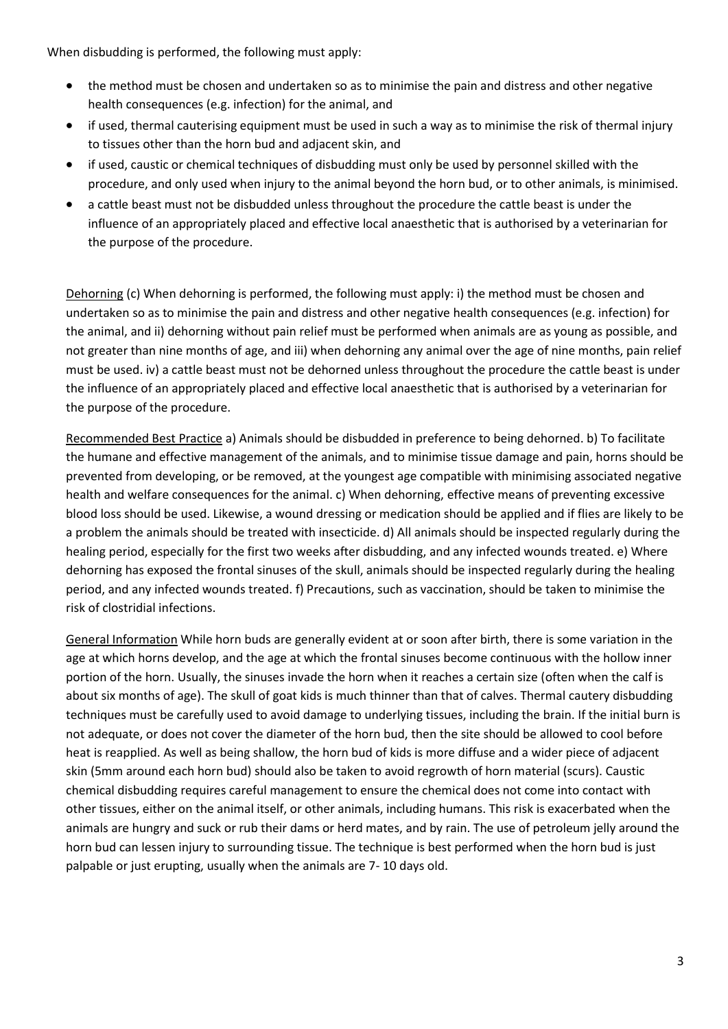When disbudding is performed, the following must apply:

- the method must be chosen and undertaken so as to minimise the pain and distress and other negative health consequences (e.g. infection) for the animal, and
- if used, thermal cauterising equipment must be used in such a way as to minimise the risk of thermal injury to tissues other than the horn bud and adjacent skin, and
- if used, caustic or chemical techniques of disbudding must only be used by personnel skilled with the procedure, and only used when injury to the animal beyond the horn bud, or to other animals, is minimised.
- a cattle beast must not be disbudded unless throughout the procedure the cattle beast is under the influence of an appropriately placed and effective local anaesthetic that is authorised by a veterinarian for the purpose of the procedure.

Dehorning (c) When dehorning is performed, the following must apply: i) the method must be chosen and undertaken so as to minimise the pain and distress and other negative health consequences (e.g. infection) for the animal, and ii) dehorning without pain relief must be performed when animals are as young as possible, and not greater than nine months of age, and iii) when dehorning any animal over the age of nine months, pain relief must be used. iv) a cattle beast must not be dehorned unless throughout the procedure the cattle beast is under the influence of an appropriately placed and effective local anaesthetic that is authorised by a veterinarian for the purpose of the procedure.

Recommended Best Practice a) Animals should be disbudded in preference to being dehorned. b) To facilitate the humane and effective management of the animals, and to minimise tissue damage and pain, horns should be prevented from developing, or be removed, at the youngest age compatible with minimising associated negative health and welfare consequences for the animal. c) When dehorning, effective means of preventing excessive blood loss should be used. Likewise, a wound dressing or medication should be applied and if flies are likely to be a problem the animals should be treated with insecticide. d) All animals should be inspected regularly during the healing period, especially for the first two weeks after disbudding, and any infected wounds treated. e) Where dehorning has exposed the frontal sinuses of the skull, animals should be inspected regularly during the healing period, and any infected wounds treated. f) Precautions, such as vaccination, should be taken to minimise the risk of clostridial infections.

General Information While horn buds are generally evident at or soon after birth, there is some variation in the age at which horns develop, and the age at which the frontal sinuses become continuous with the hollow inner portion of the horn. Usually, the sinuses invade the horn when it reaches a certain size (often when the calf is about six months of age). The skull of goat kids is much thinner than that of calves. Thermal cautery disbudding techniques must be carefully used to avoid damage to underlying tissues, including the brain. If the initial burn is not adequate, or does not cover the diameter of the horn bud, then the site should be allowed to cool before heat is reapplied. As well as being shallow, the horn bud of kids is more diffuse and a wider piece of adjacent skin (5mm around each horn bud) should also be taken to avoid regrowth of horn material (scurs). Caustic chemical disbudding requires careful management to ensure the chemical does not come into contact with other tissues, either on the animal itself, or other animals, including humans. This risk is exacerbated when the animals are hungry and suck or rub their dams or herd mates, and by rain. The use of petroleum jelly around the horn bud can lessen injury to surrounding tissue. The technique is best performed when the horn bud is just palpable or just erupting, usually when the animals are 7- 10 days old.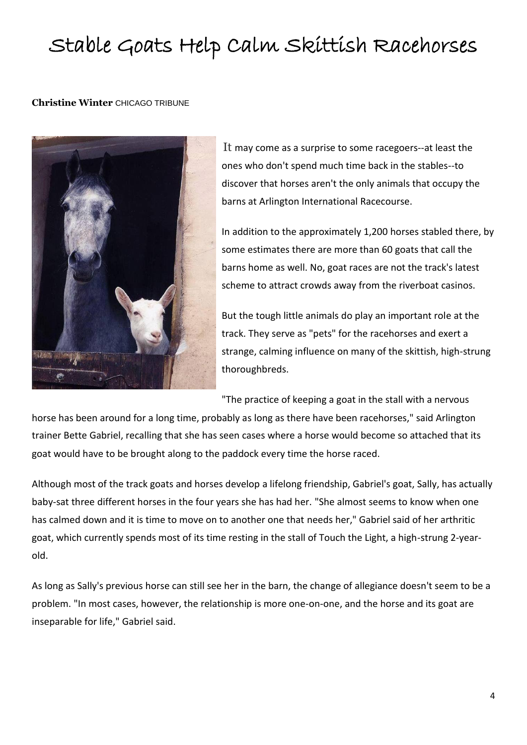# Stable Goats Help Calm Skittish Racehorses

**Christine Winter** CHICAGO TRIBUNE

It may come as a surprise to some racegoers--at least the ones who don't spend much time back in the stables--to discover that horses aren't the only animals that occupy the barns at Arlington International Racecourse.

In addition to the approximately 1,200 horses stabled there, by some estimates there are more than 60 goats that call the barns home as well. No, goat races are not the track's latest scheme to attract crowds away from the riverboat casinos.

But the tough little animals do play an important role at the track. They serve as "pets" for the racehorses and exert a strange, calming influence on many of the skittish, high-strung thoroughbreds.

"The practice of keeping a goat in the stall with a nervous horse has been around for a long time, probably as long as there have been racehorses," said Arlington trainer Bette Gabriel, recalling that she has seen cases where a horse would become so attached that its goat would have to be brought along to the paddock every time the horse raced.

Although most of the track goats and horses develop a lifelong friendship, Gabriel's goat, Sally, has actually baby-sat three different horses in the four years she has had her. "She almost seems to know when one has calmed down and it is time to move on to another one that needs her," Gabriel said of her arthritic goat, which currently spends most of its time resting in the stall of Touch the Light, a high-strung 2-year-old.

As long as Sally's previous horse can still see her in the barn, the change of allegiance doesn't seem to be a problem. "In most cases, however, the relationship is more one-on-one, and the horse and its goat are inseparable for life," Gabriel said.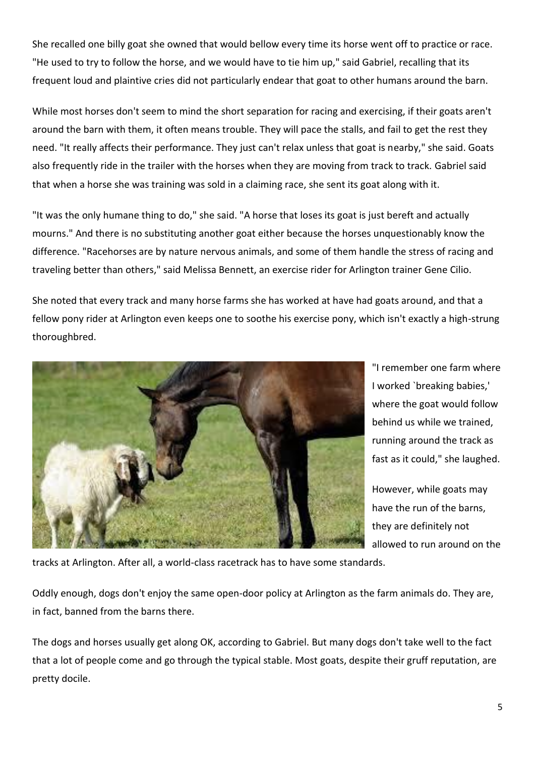She recalled one billy goat she owned that would bellow every time its horse went off to practice or race. "He used to try to follow the horse, and we would have to tie him up," said Gabriel, recalling that its frequent loud and plaintive cries did not particularly endear that goat to other humans around the barn.

While most horses don't seem to mind the short separation for racing and exercising, if their goats aren't around the barn with them, it often means trouble. They will pace the stalls, and fail to get the rest they need. "It really affects their performance. They just can't relax unless that goat is nearby," she said. Goats also frequently ride in the trailer with the horses when they are moving from track to track. Gabriel said that when a horse she was training was sold in a claiming race, she sent its goat along with it.

"It was the only humane thing to do," she said. "A horse that loses its goat is just bereft and actually mourns." And there is no substituting another goat either because the horses unquestionably know the difference. "Racehorses are by nature nervous animals, and some of them handle the stress of racing and traveling better than others," said Melissa Bennett, an exercise rider for Arlington trainer Gene Cilio.

She noted that every track and many horse farms she has worked at have had goats around, and that a fellow pony rider at Arlington even keeps one to soothe his exercise pony, which isn't exactly a high-strung thoroughbred.

"I remember one farm where I worked `breaking babies,' where the goat would follow behind us while we trained, running around the track as fast as it could," she laughed.

However, while goats may have the run of the barns, they are definitely not allowed to run around on the tracks at Arlington. After all, a world-class racetrack has to have some standards.

Oddly enough, dogs don't enjoy the same open-door policy at Arlington as the farm animals do. They are, in fact, banned from the barns there.

The dogs and horses usually get along OK, according to Gabriel. But many dogs don't take well to the fact that a lot of people come and go through the typical stable. Most goats, despite their gruff reputation, are pretty docile.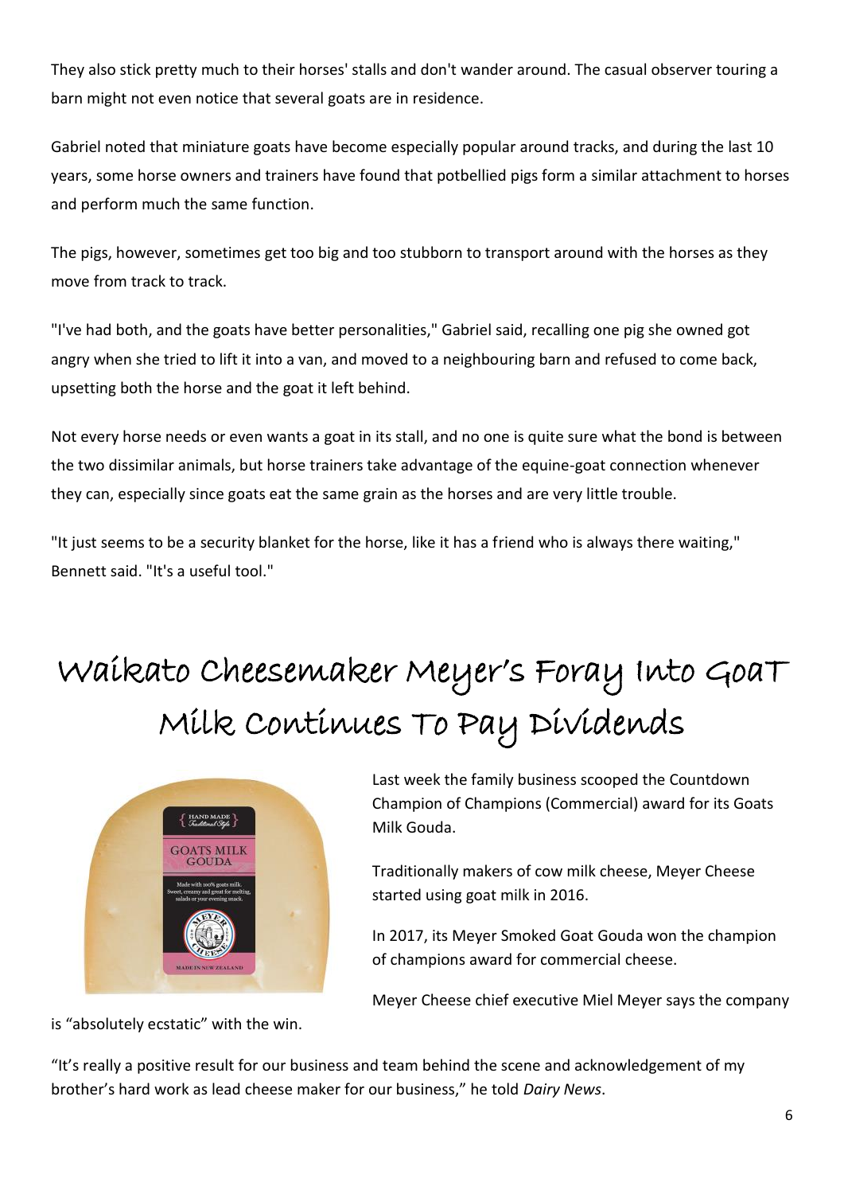They also stick pretty much to their horses' stalls and don't wander around. The casual observer touring a barn might not even notice that several goats are in residence.

Gabriel noted that miniature goats have become especially popular around tracks, and during the last 10 years, some horse owners and trainers have found that potbellied pigs form a similar attachment to horses and perform much the same function.

The pigs, however, sometimes get too big and too stubborn to transport around with the horses as they move from track to track.

"I've had both, and the goats have better personalities," Gabriel said, recalling one pig she owned got angry when she tried to lift it into a van, and moved to a neighbouring barn and refused to come back, upsetting both the horse and the goat it left behind.

Not every horse needs or even wants a goat in its stall, and no one is quite sure what the bond is between the two dissimilar animals, but horse trainers take advantage of the equine-goat connection whenever they can, especially since goats eat the same grain as the horses and are very little trouble.

"It just seems to be a security blanket for the horse, like it has a friend who is always there waiting," Bennett said. "It's a useful tool."

# Waikato Cheesemaker Meyer's Foray Into Goat Milk Continues To Pay Dividends

Last week the family business scooped the Countdown Champion of Champions (Commercial) award for its Goats Milk Gouda.

Traditionally makers of cow milk cheese, Meyer Cheese started using goat milk in 2016.

In 2017, its Meyer Smoked Goat Gouda won the champion of champions award for commercial cheese.

Meyer Cheese chief executive Miel Meyer says the company is "absolutely ecstatic" with the win.

"It's really a positive result for our business and team behind the scene and acknowledgement of my brother's hard work as lead cheese maker for our business," he told *Dairy News*.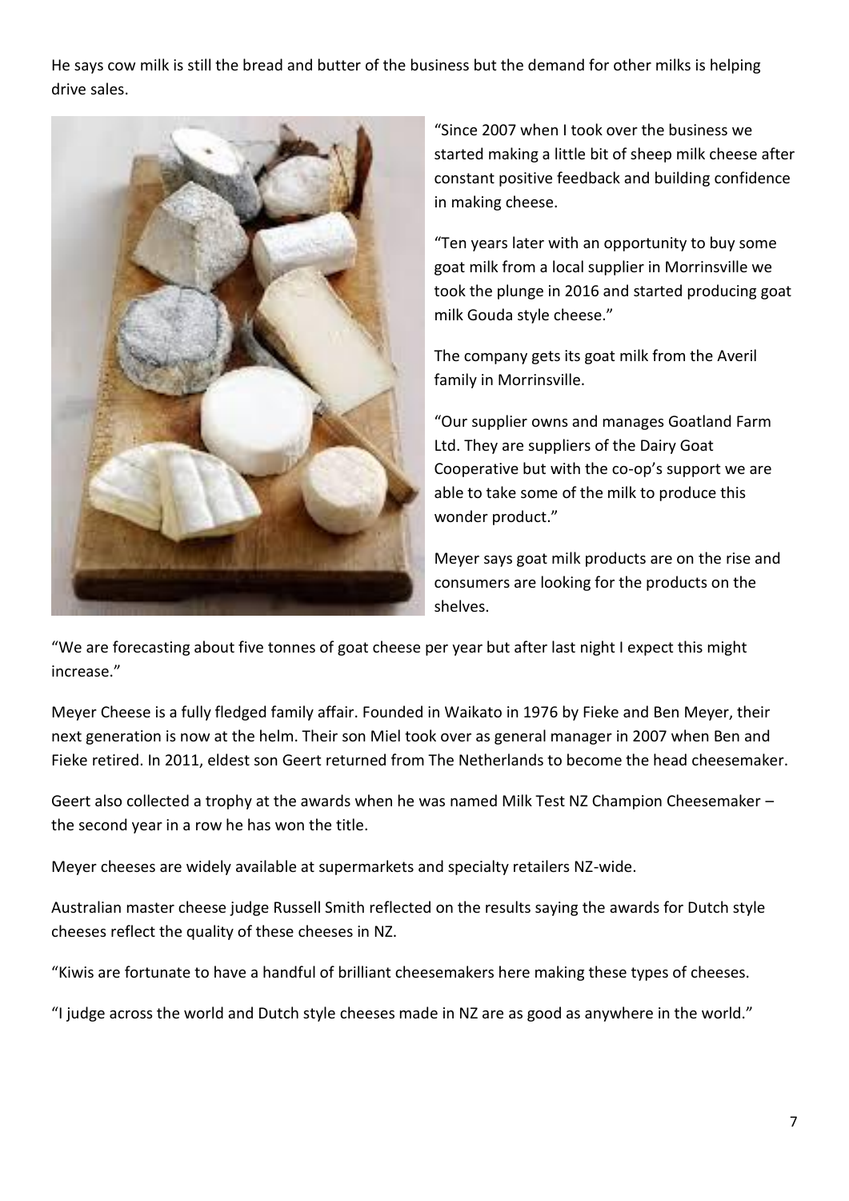He says cow milk is still the bread and butter of the business but the demand for other milks is helping drive sales.

"Since 2007 when I took over the business we started making a little bit of sheep milk cheese after constant positive feedback and building confidence in making cheese.

"Ten years later with an opportunity to buy some goat milk from a local supplier in Morrinsville we took the plunge in 2016 and started producing goat milk Gouda style cheese."

The company gets its goat milk from the Averil family in Morrinsville.

"Our supplier owns and manages Goatland Farm Ltd. They are suppliers of the Dairy Goat Cooperative but with the co-op's support we are able to take some of the milk to produce this wonder product."

Meyer says goat milk products are on the rise and consumers are looking for the products on the shelves.

"We are forecasting about five tonnes of goat cheese per year but after last night I expect this might increase."

Meyer Cheese is a fully fledged family affair. Founded in Waikato in 1976 by Fieke and Ben Meyer, their next generation is now at the helm. Their son Miel took over as general manager in 2007 when Ben and Fieke retired. In 2011, eldest son Geert returned from The Netherlands to become the head cheesemaker.

Geert also collected a trophy at the awards when he was named Milk Test NZ Champion Cheesemaker – the second year in a row he has won the title.

Meyer cheeses are widely available at supermarkets and specialty retailers NZ-wide.

Australian master cheese judge Russell Smith reflected on the results saying the awards for Dutch style cheeses reflect the quality of these cheeses in NZ.

"Kiwis are fortunate to have a handful of brilliant cheesemakers here making these types of cheeses.

"I judge across the world and Dutch style cheeses made in NZ are as good as anywhere in the world."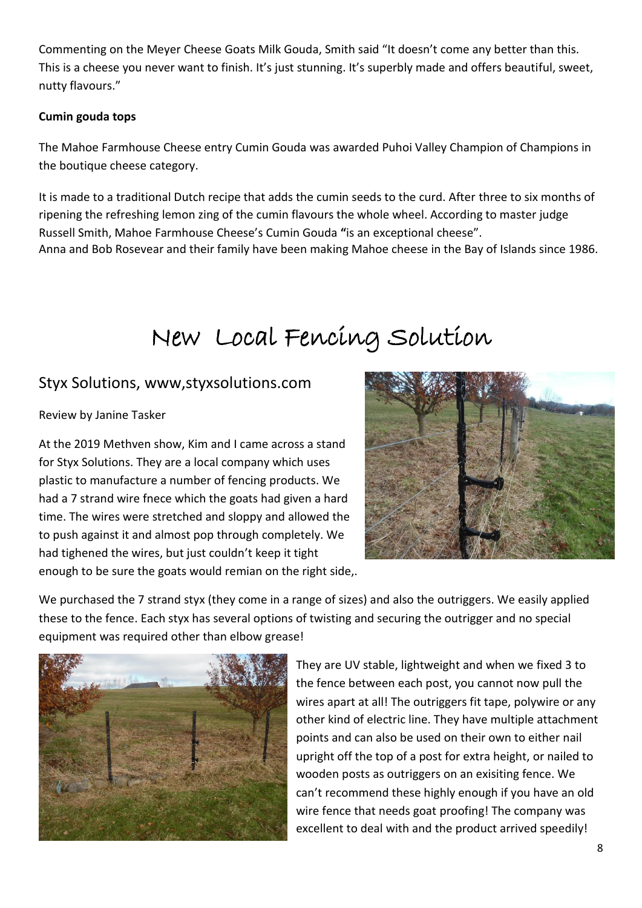Commenting on the Meyer Cheese Goats Milk Gouda, Smith said "It doesn't come any better than this. This is a cheese you never want to finish. It's just stunning. It's superbly made and offers beautiful, sweet, nutty flavours."

**Cumin gouda tops**

The Mahoe Farmhouse Cheese entry Cumin Gouda was awarded Puhoi Valley Champion of Champions in the boutique cheese category.

It is made to a traditional Dutch recipe that adds the cumin seeds to the curd. After three to six months of ripening the refreshing lemon zing of the cumin flavours the whole wheel. According to master judge Russell Smith, Mahoe Farmhouse Cheese's Cumin Gouda **"**is an exceptional cheese".
Anna and Bob Rosevear and their family have been making Mahoe cheese in the Bay of Islands since 1986.

# New Local Fencing Solution

## Styx Solutions, www,styxsolutions.com

Review by Janine Tasker

At the 2019 Methven show, Kim and I came across a stand for Styx Solutions. They are a local company which uses plastic to manufacture a number of fencing products. We had a 7 strand wire fnece which the goats had given a hard time. The wires were stretched and sloppy and allowed the to push against it and almost pop through completely. We had tighened the wires, but just couldn't keep it tight enough to be sure the goats would remian on the right side,.

We purchased the 7 strand styx (they come in a range of sizes) and also the outriggers. We easily applied these to the fence. Each styx has several options of twisting and securing the outrigger and no special equipment was required other than elbow grease!

They are UV stable, lightweight and when we fixed 3 to the fence between each post, you cannot now pull the wires apart at all! The outriggers fit tape, polywire or any other kind of electric line. They have multiple attachment points and can also be used on their own to either nail upright off the top of a post for extra height, or nailed to wooden posts as outriggers on an exisiting fence. We can't recommend these highly enough if you have an old wire fence that needs goat proofing! The company was excellent to deal with and the product arrived speedily!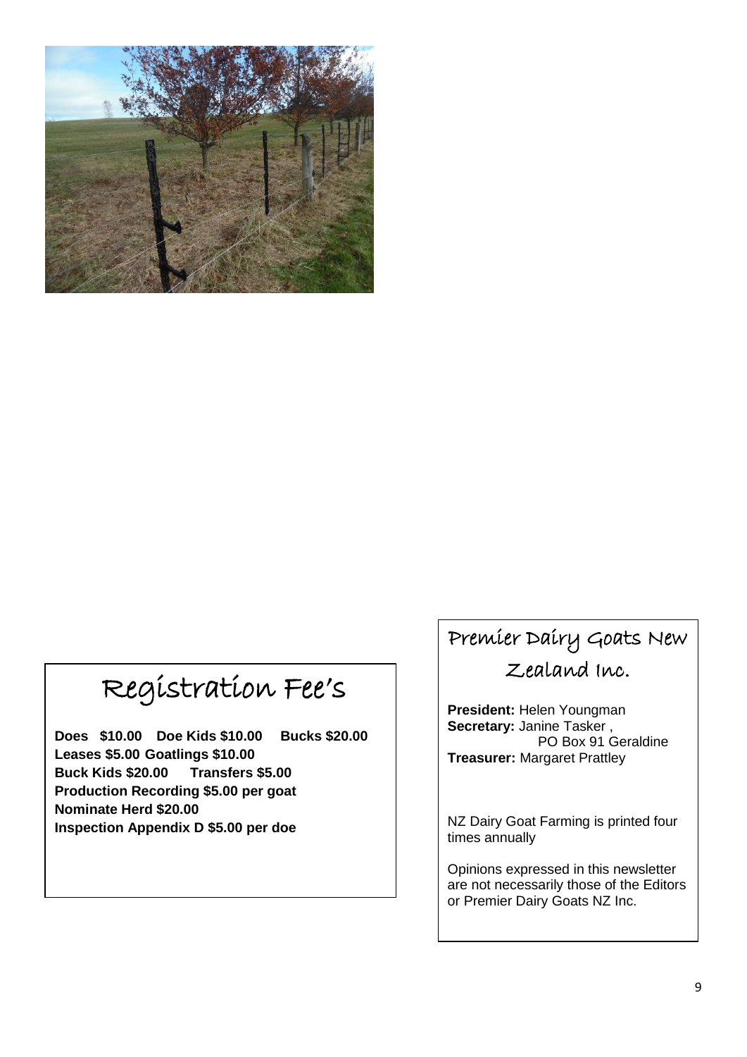## Registration Fee's

**Does $10.00 Doe Kids $10.00 Bucks $20.00**
**Leases $5.00 Goatlings $10.00**
**Buck Kids $20.00 Transfers $5.00**
**Production Recording $5.00 per goat**
**Nominate Herd $20.00**
**Inspection Appendix D $5.00 per doe**

## Premier Dairy Goats New Zealand Inc.

**President:** Helen Youngman
**Secretary:** Janine Tasker ,
PO Box 91 Geraldine
**Treasurer:** Margaret Prattley

NZ Dairy Goat Farming is printed four times annually

Opinions expressed in this newsletter are not necessarily those of the Editors or Premier Dairy Goats NZ Inc.